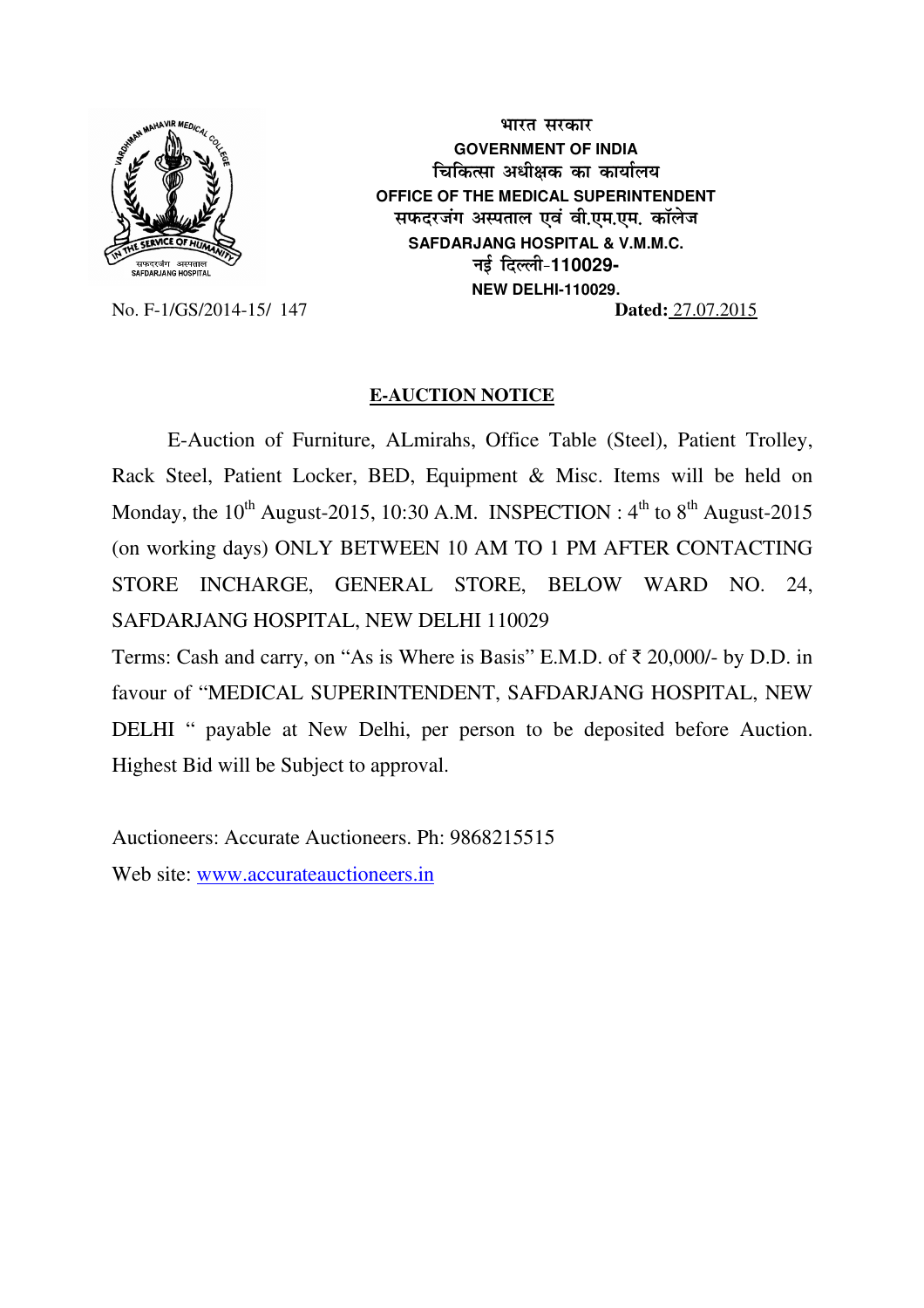भारत सरकार

**GOVERNMENT OF INDIA**

चिकित्सा अधीक्षक का कार्यालय

**OFFICE OF THE MEDICAL SUPERINTENDENT**

सफदरजंग अस्पताल एवं वी.एम.एम. कॉलेज

**SAFDARJANG HOSPITAL & V.M.M.C.**

नई दिल्ली-**110029-**

**NEW DELHI-110029.**

No. F-1/GS/2014-15/ 147 **Dated:** 27.07.2015

## E-AUCTION NOTICE

E-Auction of Furniture, ALmirahs, Office Table (Steel), Patient Trolley, Rack Steel, Patient Locker, BED, Equipment & Misc. Items will be held on Monday, the 10th August-2015, 10:30 A.M. INSPECTION : 4th to 8th August-2015 (on working days) ONLY BETWEEN 10 AM TO 1 PM AFTER CONTACTING STORE INCHARGE, GENERAL STORE, BELOW WARD NO. 24, SAFDARJANG HOSPITAL, NEW DELHI 110029

Terms: Cash and carry, on "As is Where is Basis" E.M.D. of ₹ 20,000/- by D.D. in favour of "MEDICAL SUPERINTENDENT, SAFDARJANG HOSPITAL, NEW DELHI " payable at New Delhi, per person to be deposited before Auction. Highest Bid will be Subject to approval.

Auctioneers: Accurate Auctioneers. Ph: 9868215515

Web site: www.accurateauctioneers.in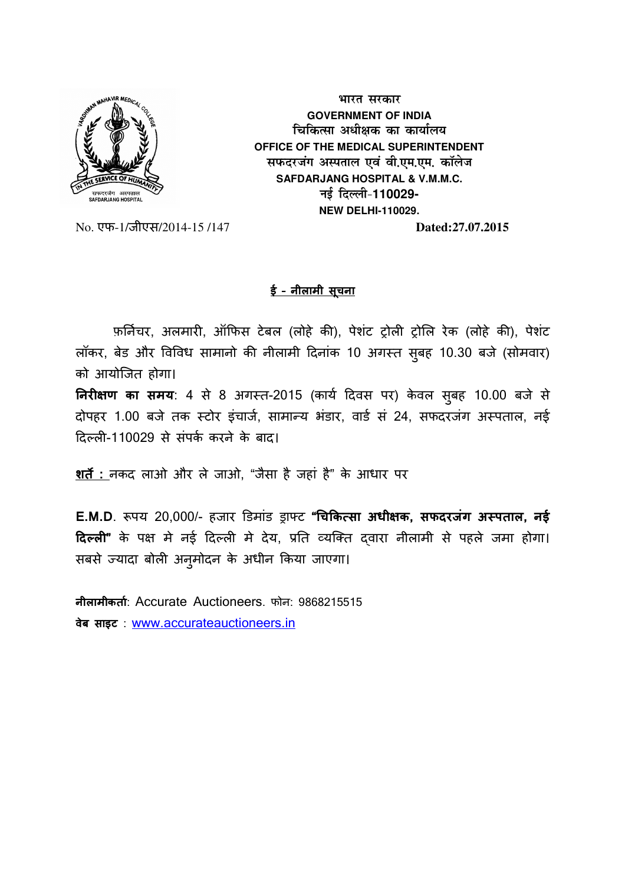भारत सरकार
**GOVERNMENT OF INDIA**
चिकित्सा अधीक्षक का कार्यालय
**OFFICE OF THE MEDICAL SUPERINTENDENT**
सफदरजंग अस्पताल एवं वी.एम.एम. कॉलेज
**SAFDARJANG HOSPITAL & V.M.M.C.**
नई दिल्ली-**110029-**
**NEW DELHI-110029.**

No. एफ-1/जीएस/2014-15 /147 **Dated:27.07.2015**

## ई - नीलामी सूचना

फ़र्निचर, अलमारी, ऑफिस टेबल (लोहे की), पेशंट ट्रोली ट्रोलि रेक (लोहे की), पेशंट लॉकर, बेड और विविध सामानो की नीलामी दिनांक 10 अगस्त सुबह 10.30 बजे (सोमवार) को आयोजित होगा।

**निरीक्षण का समय**: 4 से 8 अगस्त-2015 (कार्य दिवस पर) केवल सुबह 10.00 बजे से दोपहर 1.00 बजे तक स्टोर इंचार्ज, सामान्य भंडार, वार्ड सं 24, सफदरजंग अस्पताल, नई दिल्ली-110029 से संपर्क करने के बाद।

**शर्ते :** नकद लाओ और ले जाओ, "जैसा है जहां है" के आधार पर

**E.M.D**. रूपय 20,000/- हजार डिमांड ड्राफ्ट **"चिकित्सा अधीक्षक, सफदरजंग अस्पताल, नई दिल्ली"** के पक्ष मे नई दिल्ली मे देय, प्रति व्यक्ति द्वारा नीलामी से पहले जमा होगा। सबसे ज्यादा बोली अनुमोदन के अधीन किया जाएगा।

**नीलामीकर्ता**: Accurate Auctioneers. फोन: 9868215515
**वेब साइट** : www.accurateauctioneers.in